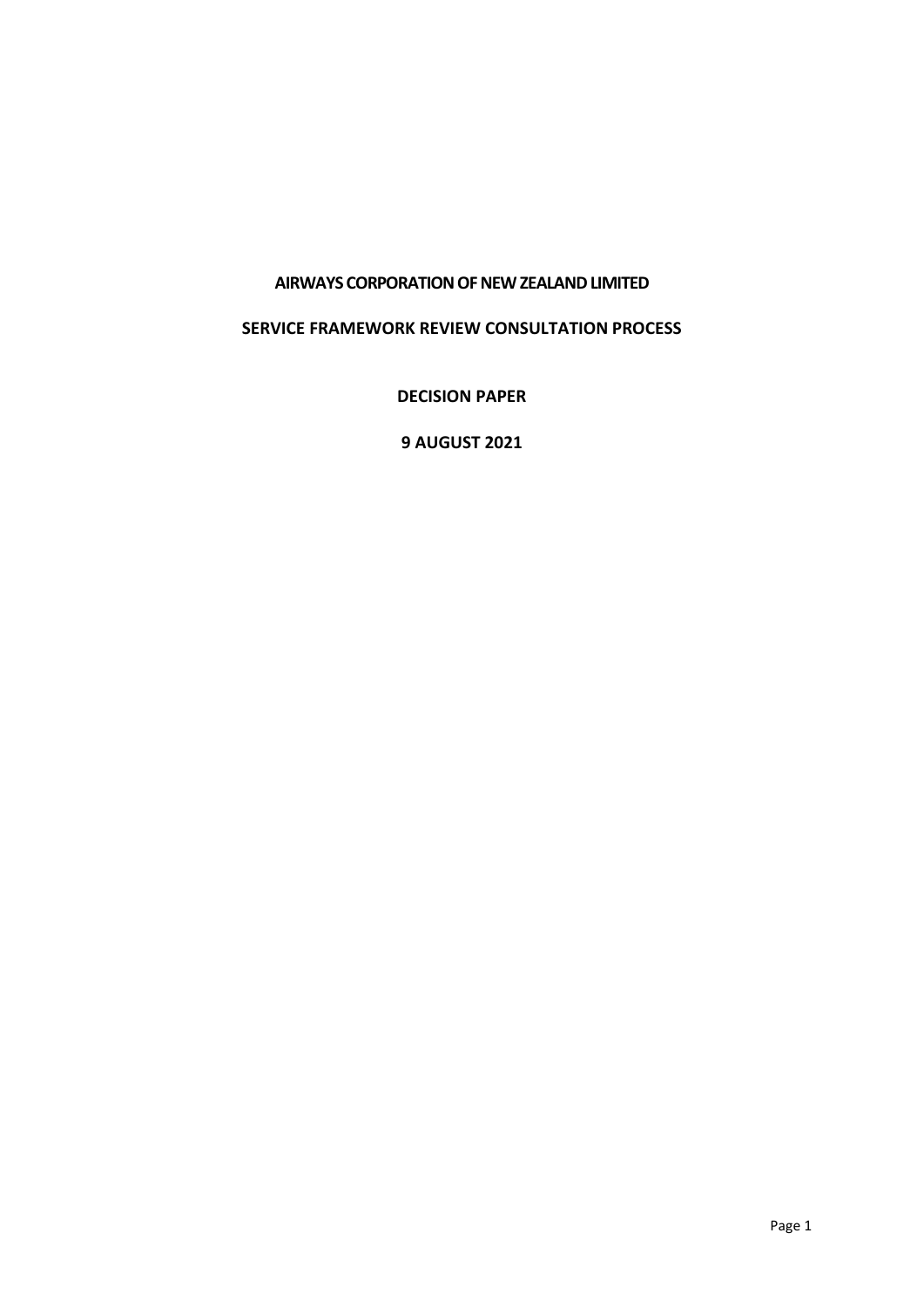# AIRWAYS CORPORATION OF NEW ZEALAND LIMITED

## SERVICE FRAMEWORK REVIEW CONSULTATION PROCESS

## DECISION PAPER

## 9 AUGUST 2021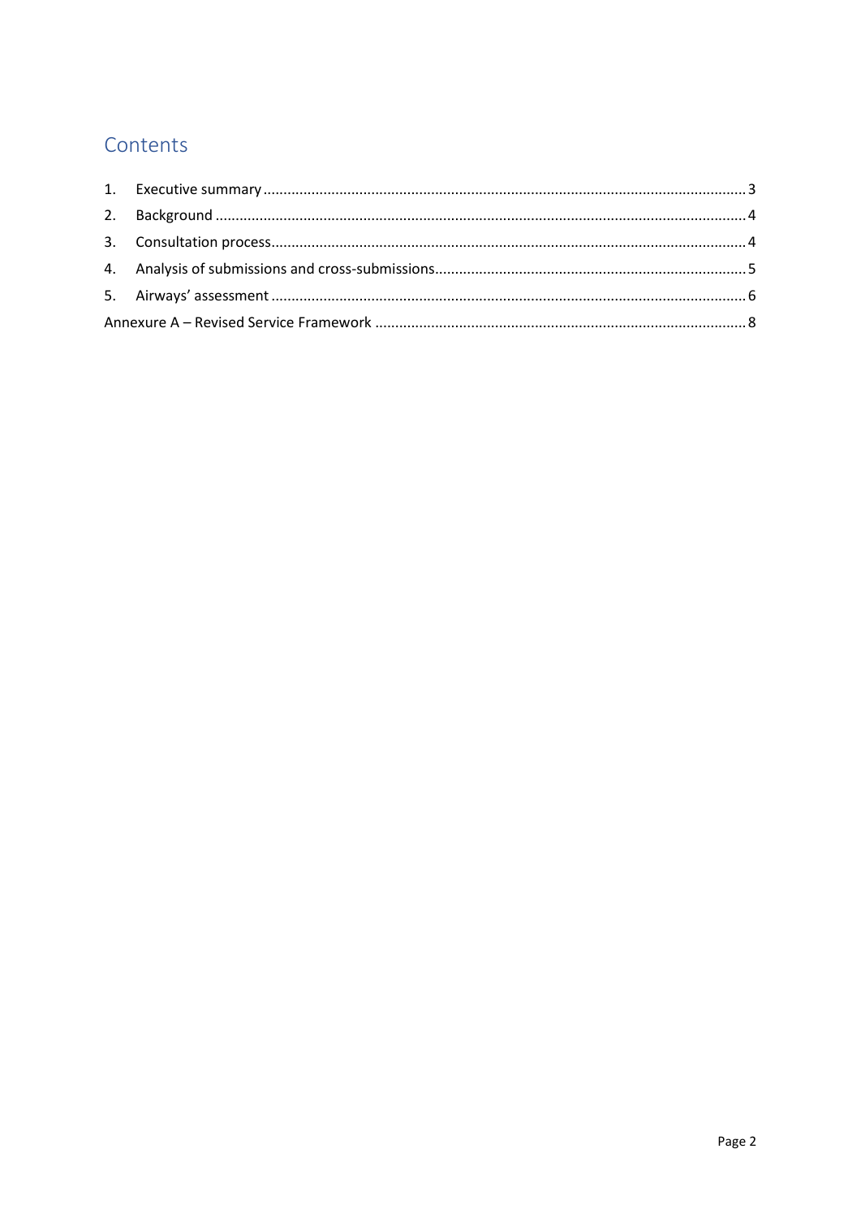## Contents

1. Executive summary ..... 3
2. Background ..... 4
3. Consultation process ..... 4
4. Analysis of submissions and cross-submissions ..... 5
5. Airways' assessment ..... 6

Annexure A – Revised Service Framework ..... 8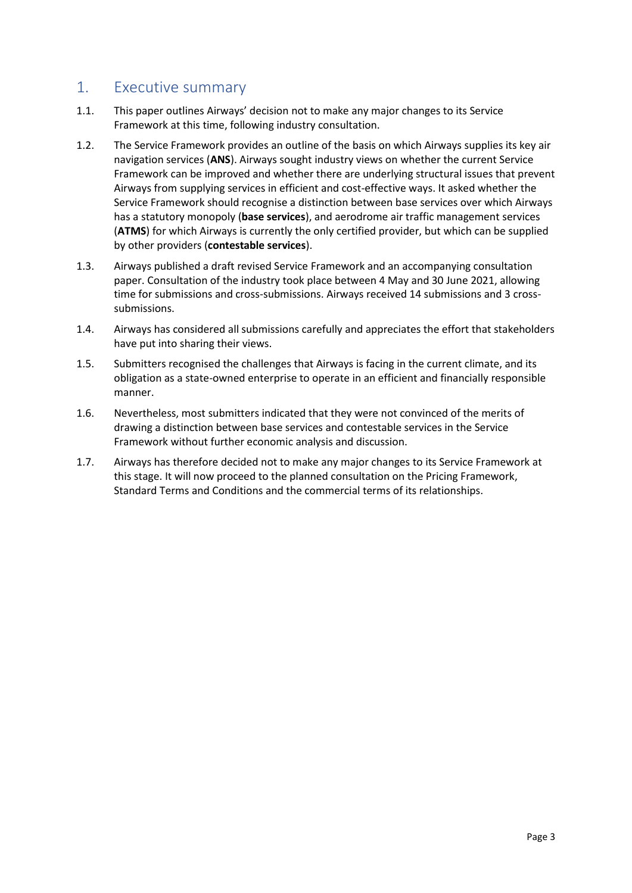## 1. Executive summary

1.1. This paper outlines Airways' decision not to make any major changes to its Service Framework at this time, following industry consultation.

1.2. The Service Framework provides an outline of the basis on which Airways supplies its key air navigation services (**ANS**). Airways sought industry views on whether the current Service Framework can be improved and whether there are underlying structural issues that prevent Airways from supplying services in efficient and cost-effective ways. It asked whether the Service Framework should recognise a distinction between base services over which Airways has a statutory monopoly (**base services**), and aerodrome air traffic management services (**ATMS**) for which Airways is currently the only certified provider, but which can be supplied by other providers (**contestable services**).

1.3. Airways published a draft revised Service Framework and an accompanying consultation paper. Consultation of the industry took place between 4 May and 30 June 2021, allowing time for submissions and cross-submissions. Airways received 14 submissions and 3 cross-submissions.

1.4. Airways has considered all submissions carefully and appreciates the effort that stakeholders have put into sharing their views.

1.5. Submitters recognised the challenges that Airways is facing in the current climate, and its obligation as a state-owned enterprise to operate in an efficient and financially responsible manner.

1.6. Nevertheless, most submitters indicated that they were not convinced of the merits of drawing a distinction between base services and contestable services in the Service Framework without further economic analysis and discussion.

1.7. Airways has therefore decided not to make any major changes to its Service Framework at this stage. It will now proceed to the planned consultation on the Pricing Framework, Standard Terms and Conditions and the commercial terms of its relationships.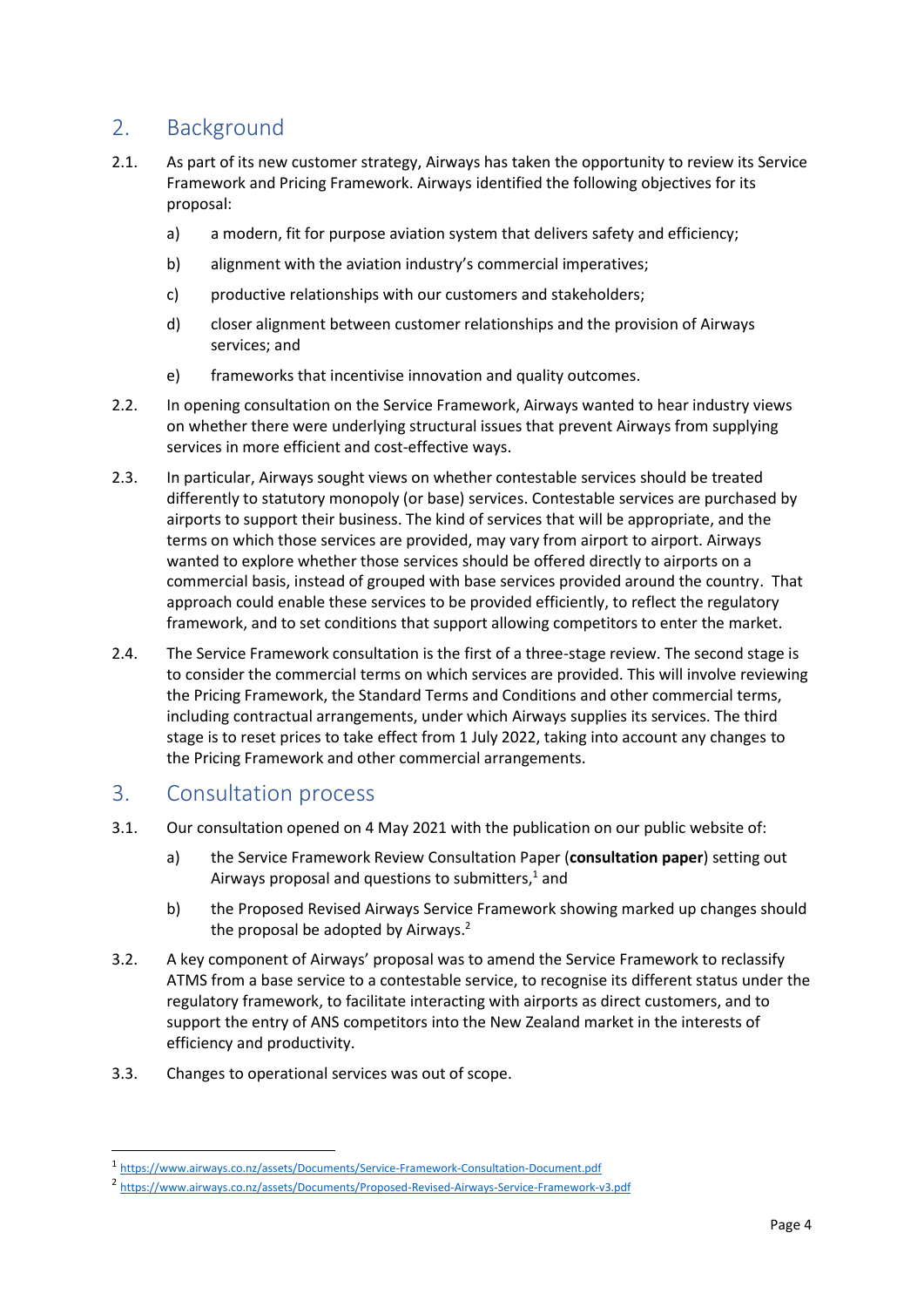## 2. Background

2.1. As part of its new customer strategy, Airways has taken the opportunity to review its Service Framework and Pricing Framework. Airways identified the following objectives for its proposal:

a) a modern, fit for purpose aviation system that delivers safety and efficiency;

b) alignment with the aviation industry's commercial imperatives;

c) productive relationships with our customers and stakeholders;

d) closer alignment between customer relationships and the provision of Airways services; and

e) frameworks that incentivise innovation and quality outcomes.

2.2. In opening consultation on the Service Framework, Airways wanted to hear industry views on whether there were underlying structural issues that prevent Airways from supplying services in more efficient and cost-effective ways.

2.3. In particular, Airways sought views on whether contestable services should be treated differently to statutory monopoly (or base) services. Contestable services are purchased by airports to support their business. The kind of services that will be appropriate, and the terms on which those services are provided, may vary from airport to airport. Airways wanted to explore whether those services should be offered directly to airports on a commercial basis, instead of grouped with base services provided around the country. That approach could enable these services to be provided efficiently, to reflect the regulatory framework, and to set conditions that support allowing competitors to enter the market.

2.4. The Service Framework consultation is the first of a three-stage review. The second stage is to consider the commercial terms on which services are provided. This will involve reviewing the Pricing Framework, the Standard Terms and Conditions and other commercial terms, including contractual arrangements, under which Airways supplies its services. The third stage is to reset prices to take effect from 1 July 2022, taking into account any changes to the Pricing Framework and other commercial arrangements.

## 3. Consultation process

3.1. Our consultation opened on 4 May 2021 with the publication on our public website of:

a) the Service Framework Review Consultation Paper (**consultation paper**) setting out Airways proposal and questions to submitters,[1] and

b) the Proposed Revised Airways Service Framework showing marked up changes should the proposal be adopted by Airways.[2]

3.2. A key component of Airways' proposal was to amend the Service Framework to reclassify ATMS from a base service to a contestable service, to recognise its different status under the regulatory framework, to facilitate interacting with airports as direct customers, and to support the entry of ANS competitors into the New Zealand market in the interests of efficiency and productivity.

3.3. Changes to operational services was out of scope.

---

[1] https://www.airways.co.nz/assets/Documents/Service-Framework-Consultation-Document.pdf

[2] https://www.airways.co.nz/assets/Documents/Proposed-Revised-Airways-Service-Framework-v3.pdf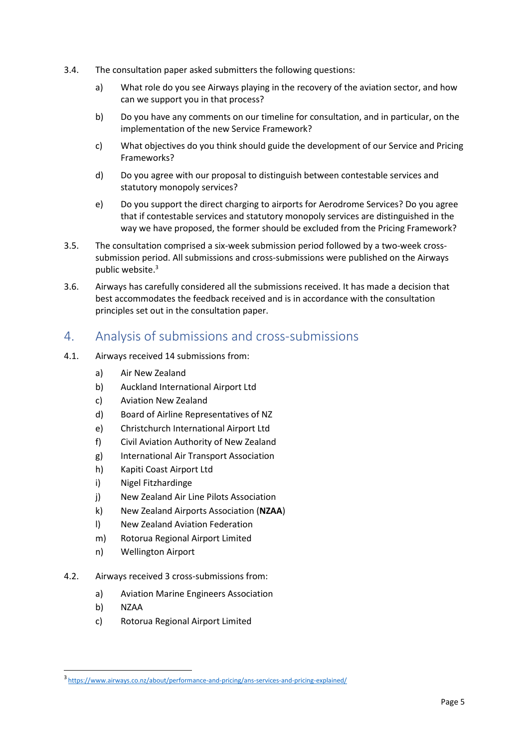3.4. The consultation paper asked submitters the following questions:

a) What role do you see Airways playing in the recovery of the aviation sector, and how can we support you in that process?

b) Do you have any comments on our timeline for consultation, and in particular, on the implementation of the new Service Framework?

c) What objectives do you think should guide the development of our Service and Pricing Frameworks?

d) Do you agree with our proposal to distinguish between contestable services and statutory monopoly services?

e) Do you support the direct charging to airports for Aerodrome Services? Do you agree that if contestable services and statutory monopoly services are distinguished in the way we have proposed, the former should be excluded from the Pricing Framework?

3.5. The consultation comprised a six-week submission period followed by a two-week cross-submission period. All submissions and cross-submissions were published on the Airways public website.[3]

3.6. Airways has carefully considered all the submissions received. It has made a decision that best accommodates the feedback received and is in accordance with the consultation principles set out in the consultation paper.

## 4. Analysis of submissions and cross-submissions

4.1. Airways received 14 submissions from:

a) Air New Zealand
b) Auckland International Airport Ltd
c) Aviation New Zealand
d) Board of Airline Representatives of NZ
e) Christchurch International Airport Ltd
f) Civil Aviation Authority of New Zealand
g) International Air Transport Association
h) Kapiti Coast Airport Ltd
i) Nigel Fitzhardinge
j) New Zealand Air Line Pilots Association
k) New Zealand Airports Association (**NZAA**)
l) New Zealand Aviation Federation
m) Rotorua Regional Airport Limited
n) Wellington Airport

4.2. Airways received 3 cross-submissions from:

a) Aviation Marine Engineers Association
b) NZAA
c) Rotorua Regional Airport Limited

[3] https://www.airways.co.nz/about/performance-and-pricing/ans-services-and-pricing-explained/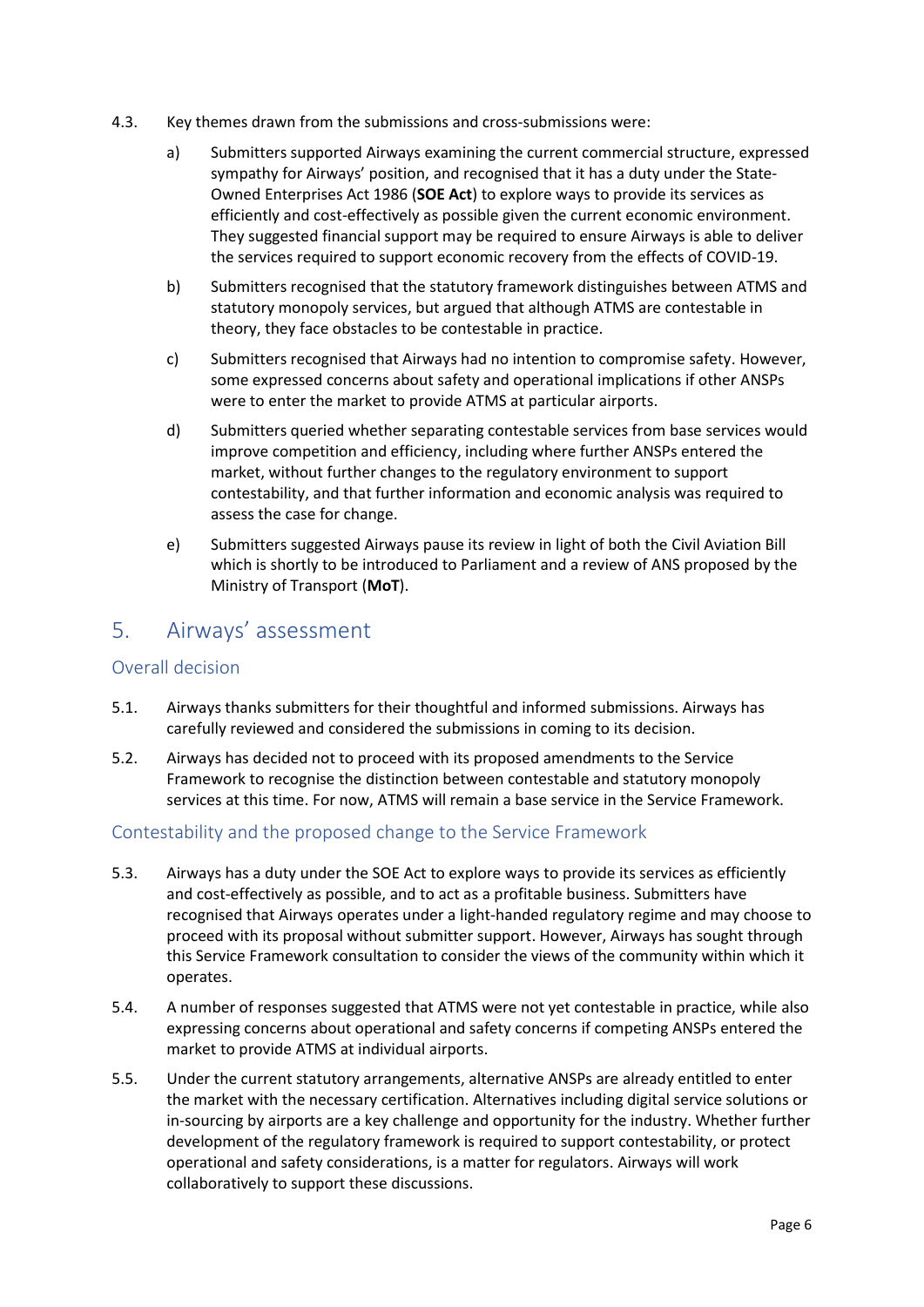4.3. Key themes drawn from the submissions and cross-submissions were:

a) Submitters supported Airways examining the current commercial structure, expressed sympathy for Airways' position, and recognised that it has a duty under the State-Owned Enterprises Act 1986 (**SOE Act**) to explore ways to provide its services as efficiently and cost-effectively as possible given the current economic environment. They suggested financial support may be required to ensure Airways is able to deliver the services required to support economic recovery from the effects of COVID-19.

b) Submitters recognised that the statutory framework distinguishes between ATMS and statutory monopoly services, but argued that although ATMS are contestable in theory, they face obstacles to be contestable in practice.

c) Submitters recognised that Airways had no intention to compromise safety. However, some expressed concerns about safety and operational implications if other ANSPs were to enter the market to provide ATMS at particular airports.

d) Submitters queried whether separating contestable services from base services would improve competition and efficiency, including where further ANSPs entered the market, without further changes to the regulatory environment to support contestability, and that further information and economic analysis was required to assess the case for change.

e) Submitters suggested Airways pause its review in light of both the Civil Aviation Bill which is shortly to be introduced to Parliament and a review of ANS proposed by the Ministry of Transport (**MoT**).

# 5. Airways' assessment

## Overall decision

5.1. Airways thanks submitters for their thoughtful and informed submissions. Airways has carefully reviewed and considered the submissions in coming to its decision.

5.2. Airways has decided not to proceed with its proposed amendments to the Service Framework to recognise the distinction between contestable and statutory monopoly services at this time. For now, ATMS will remain a base service in the Service Framework.

## Contestability and the proposed change to the Service Framework

5.3. Airways has a duty under the SOE Act to explore ways to provide its services as efficiently and cost-effectively as possible, and to act as a profitable business. Submitters have recognised that Airways operates under a light-handed regulatory regime and may choose to proceed with its proposal without submitter support. However, Airways has sought through this Service Framework consultation to consider the views of the community within which it operates.

5.4. A number of responses suggested that ATMS were not yet contestable in practice, while also expressing concerns about operational and safety concerns if competing ANSPs entered the market to provide ATMS at individual airports.

5.5. Under the current statutory arrangements, alternative ANSPs are already entitled to enter the market with the necessary certification. Alternatives including digital service solutions or in-sourcing by airports are a key challenge and opportunity for the industry. Whether further development of the regulatory framework is required to support contestability, or protect operational and safety considerations, is a matter for regulators. Airways will work collaboratively to support these discussions.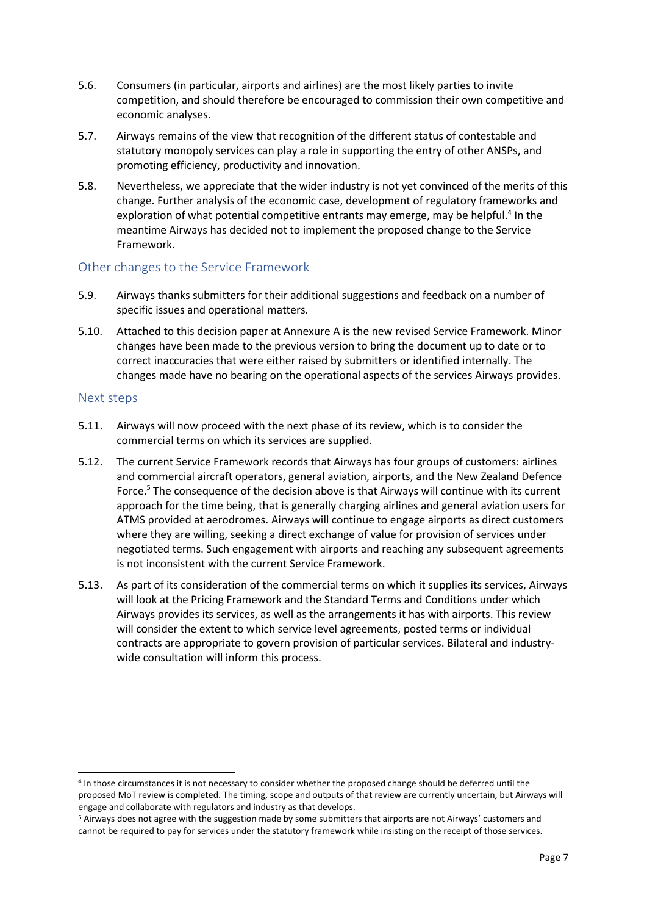5.6. Consumers (in particular, airports and airlines) are the most likely parties to invite competition, and should therefore be encouraged to commission their own competitive and economic analyses.

5.7. Airways remains of the view that recognition of the different status of contestable and statutory monopoly services can play a role in supporting the entry of other ANSPs, and promoting efficiency, productivity and innovation.

5.8. Nevertheless, we appreciate that the wider industry is not yet convinced of the merits of this change. Further analysis of the economic case, development of regulatory frameworks and exploration of what potential competitive entrants may emerge, may be helpful.[4] In the meantime Airways has decided not to implement the proposed change to the Service Framework.

## Other changes to the Service Framework

5.9. Airways thanks submitters for their additional suggestions and feedback on a number of specific issues and operational matters.

5.10. Attached to this decision paper at Annexure A is the new revised Service Framework. Minor changes have been made to the previous version to bring the document up to date or to correct inaccuracies that were either raised by submitters or identified internally. The changes made have no bearing on the operational aspects of the services Airways provides.

## Next steps

5.11. Airways will now proceed with the next phase of its review, which is to consider the commercial terms on which its services are supplied.

5.12. The current Service Framework records that Airways has four groups of customers: airlines and commercial aircraft operators, general aviation, airports, and the New Zealand Defence Force.[5] The consequence of the decision above is that Airways will continue with its current approach for the time being, that is generally charging airlines and general aviation users for ATMS provided at aerodromes. Airways will continue to engage airports as direct customers where they are willing, seeking a direct exchange of value for provision of services under negotiated terms. Such engagement with airports and reaching any subsequent agreements is not inconsistent with the current Service Framework.

5.13. As part of its consideration of the commercial terms on which it supplies its services, Airways will look at the Pricing Framework and the Standard Terms and Conditions under which Airways provides its services, as well as the arrangements it has with airports. This review will consider the extent to which service level agreements, posted terms or individual contracts are appropriate to govern provision of particular services. Bilateral and industry-wide consultation will inform this process.

---

[4] In those circumstances it is not necessary to consider whether the proposed change should be deferred until the proposed MoT review is completed. The timing, scope and outputs of that review are currently uncertain, but Airways will engage and collaborate with regulators and industry as that develops.

[5] Airways does not agree with the suggestion made by some submitters that airports are not Airways' customers and cannot be required to pay for services under the statutory framework while insisting on the receipt of those services.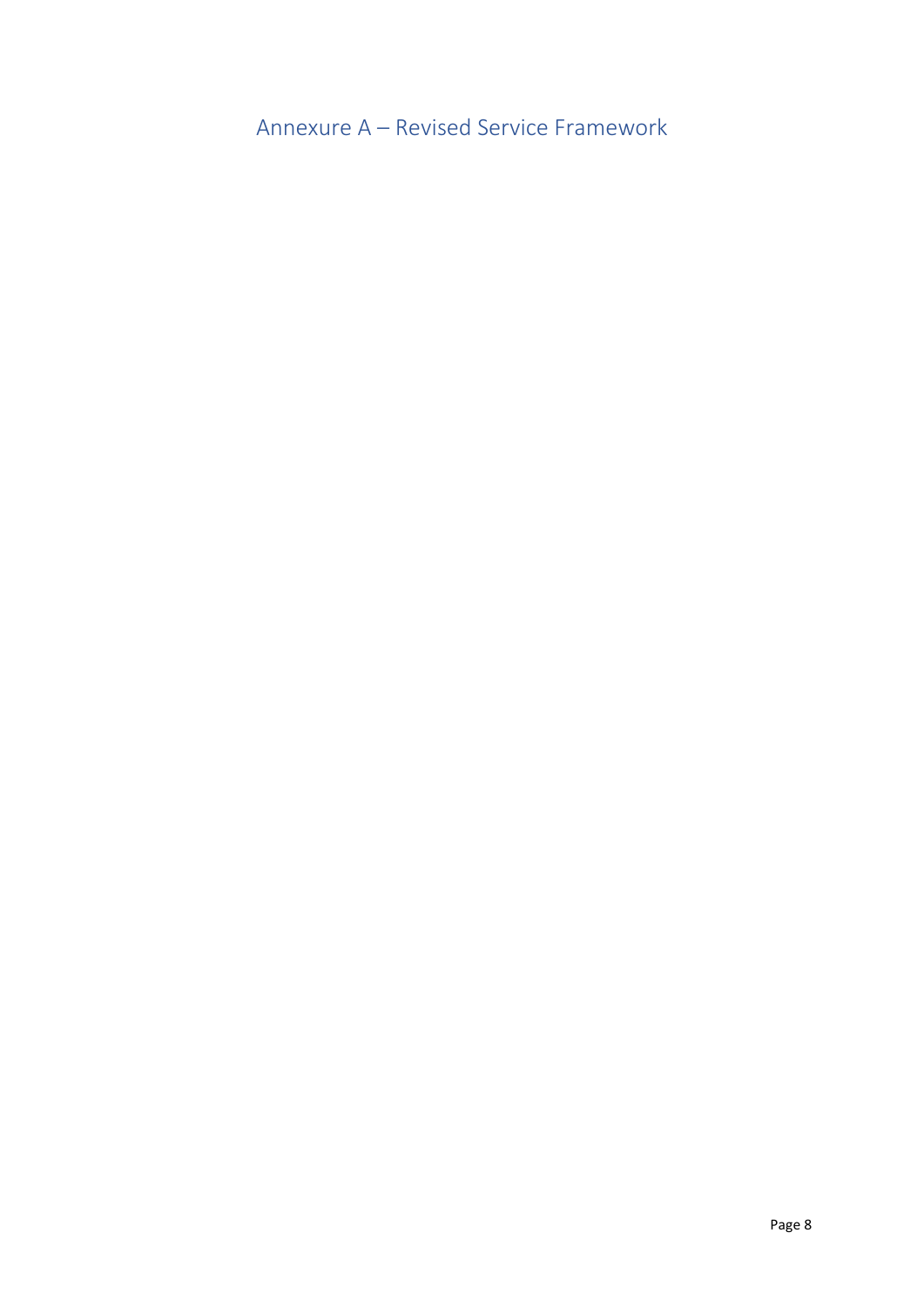# Annexure A – Revised Service Framework